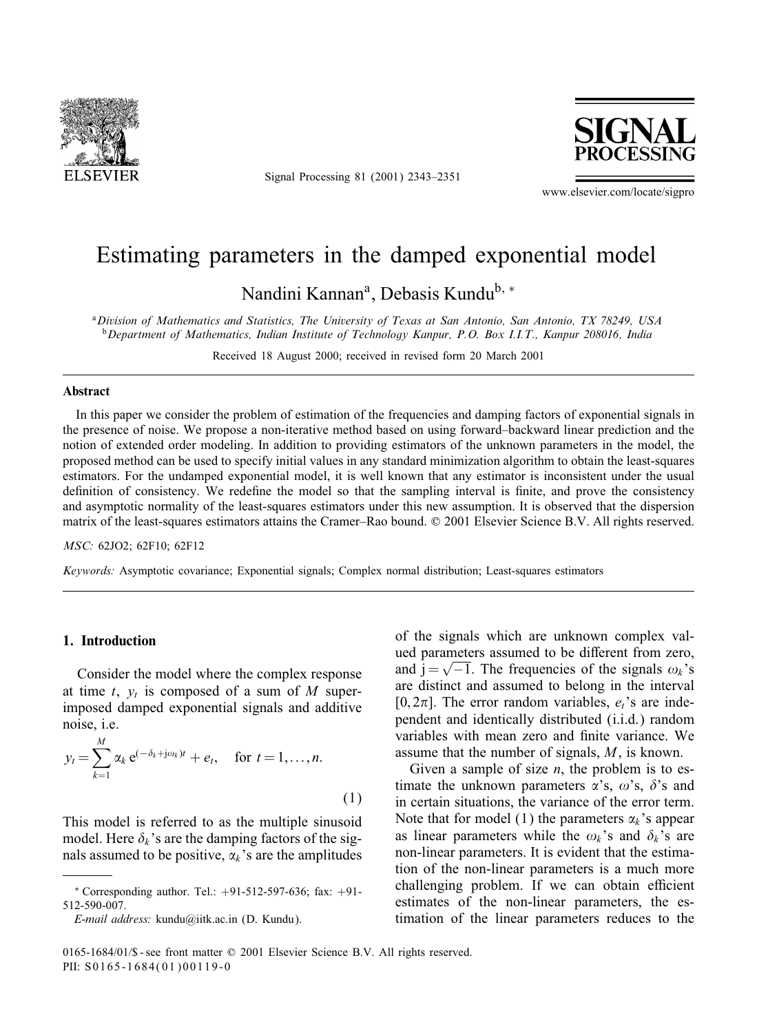# Estimating parameters in the damped exponential model

Nandini Kannan[a], Debasis Kundu[b,*]

[a] *Division of Mathematics and Statistics, The University of Texas at San Antonio, San Antonio, TX 78249, USA*
[b] *Department of Mathematics, Indian Institute of Technology Kanpur, P.O. Box I.I.T., Kanpur 208016, India*

Received 18 August 2000; received in revised form 20 March 2001

## Abstract

In this paper we consider the problem of estimation of the frequencies and damping factors of exponential signals in the presence of noise. We propose a non-iterative method based on using forward–backward linear prediction and the notion of extended order modeling. In addition to providing estimators of the unknown parameters in the model, the proposed method can be used to specify initial values in any standard minimization algorithm to obtain the least-squares estimators. For the undamped exponential model, it is well known that any estimator is inconsistent under the usual definition of consistency. We redefine the model so that the sampling interval is finite, and prove the consistency and asymptotic normality of the least-squares estimators under this new assumption. It is observed that the dispersion matrix of the least-squares estimators attains the Cramer–Rao bound. © 2001 Elsevier Science B.V. All rights reserved.

*MSC:* 62JO2; 62F10; 62F12

*Keywords:* Asymptotic covariance; Exponential signals; Complex normal distribution; Least-squares estimators

## 1. Introduction

Consider the model where the complex response at time $t$, $y_t$ is composed of a sum of $M$ superimposed damped exponential signals and additive noise, i.e.

$$y_t = \sum_{k=1}^{M} \alpha_k \, e^{(-\delta_k + j\omega_k)t} + e_t, \quad \text{for } t = 1, \ldots, n. \tag{1}$$

This model is referred to as the multiple sinusoid model. Here $\delta_k$'s are the damping factors of the signals assumed to be positive, $\alpha_k$'s are the amplitudes of the signals which are unknown complex valued parameters assumed to be different from zero, and $j = \sqrt{-1}$. The frequencies of the signals $\omega_k$'s are distinct and assumed to belong in the interval $[0, 2\pi]$. The error random variables, $e_t$'s are independent and identically distributed (i.i.d.) random variables with mean zero and finite variance. We assume that the number of signals, $M$, is known.

Given a sample of size $n$, the problem is to estimate the unknown parameters $\alpha$'s, $\omega$'s, $\delta$'s and in certain situations, the variance of the error term. Note that for model (1) the parameters $\alpha_k$'s appear as linear parameters while the $\omega_k$'s and $\delta_k$'s are non-linear parameters. It is evident that the estimation of the non-linear parameters is a much more challenging problem. If we can obtain efficient estimates of the non-linear parameters, the estimation of the linear parameters reduces to the

---

\* Corresponding author. Tel.: +91-512-597-636; fax: +91-512-590-007.
*E-mail address:* kundu@iitk.ac.in (D. Kundu).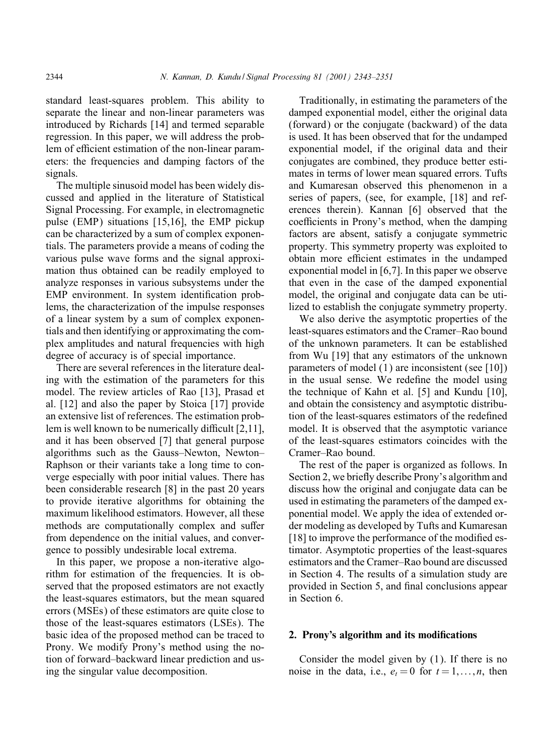standard least-squares problem. This ability to separate the linear and non-linear parameters was introduced by Richards [14] and termed separable regression. In this paper, we will address the problem of efficient estimation of the non-linear parameters: the frequencies and damping factors of the signals.

The multiple sinusoid model has been widely discussed and applied in the literature of Statistical Signal Processing. For example, in electromagnetic pulse (EMP) situations [15,16], the EMP pickup can be characterized by a sum of complex exponentials. The parameters provide a means of coding the various pulse wave forms and the signal approximation thus obtained can be readily employed to analyze responses in various subsystems under the EMP environment. In system identification problems, the characterization of the impulse responses of a linear system by a sum of complex exponentials and then identifying or approximating the complex amplitudes and natural frequencies with high degree of accuracy is of special importance.

There are several references in the literature dealing with the estimation of the parameters for this model. The review articles of Rao [13], Prasad et al. [12] and also the paper by Stoica [17] provide an extensive list of references. The estimation problem is well known to be numerically difficult [2,11], and it has been observed [7] that general purpose algorithms such as the Gauss–Newton, Newton–Raphson or their variants take a long time to converge especially with poor initial values. There has been considerable research [8] in the past 20 years to provide iterative algorithms for obtaining the maximum likelihood estimators. However, all these methods are computationally complex and suffer from dependence on the initial values, and convergence to possibly undesirable local extrema.

In this paper, we propose a non-iterative algorithm for estimation of the frequencies. It is observed that the proposed estimators are not exactly the least-squares estimators, but the mean squared errors (MSEs) of these estimators are quite close to those of the least-squares estimators (LSEs). The basic idea of the proposed method can be traced to Prony. We modify Prony's method using the notion of forward–backward linear prediction and using the singular value decomposition.

Traditionally, in estimating the parameters of the damped exponential model, either the original data (forward) or the conjugate (backward) of the data is used. It has been observed that for the undamped exponential model, if the original data and their conjugates are combined, they produce better estimates in terms of lower mean squared errors. Tufts and Kumaresan observed this phenomenon in a series of papers, (see, for example, [18] and references therein). Kannan [6] observed that the coefficients in Prony's method, when the damping factors are absent, satisfy a conjugate symmetric property. This symmetry property was exploited to obtain more efficient estimates in the undamped exponential model in [6,7]. In this paper we observe that even in the case of the damped exponential model, the original and conjugate data can be utilized to establish the conjugate symmetry property.

We also derive the asymptotic properties of the least-squares estimators and the Cramer–Rao bound of the unknown parameters. It can be established from Wu [19] that any estimators of the unknown parameters of model (1) are inconsistent (see [10]) in the usual sense. We redefine the model using the technique of Kahn et al. [5] and Kundu [10], and obtain the consistency and asymptotic distribution of the least-squares estimators of the redefined model. It is observed that the asymptotic variance of the least-squares estimators coincides with the Cramer–Rao bound.

The rest of the paper is organized as follows. In Section 2, we briefly describe Prony's algorithm and discuss how the original and conjugate data can be used in estimating the parameters of the damped exponential model. We apply the idea of extended order modeling as developed by Tufts and Kumaresan [18] to improve the performance of the modified estimator. Asymptotic properties of the least-squares estimators and the Cramer–Rao bound are discussed in Section 4. The results of a simulation study are provided in Section 5, and final conclusions appear in Section 6.

## 2. Prony's algorithm and its modifications

Consider the model given by (1). If there is no noise in the data, i.e., $e_t = 0$ for $t = 1, \ldots, n$, then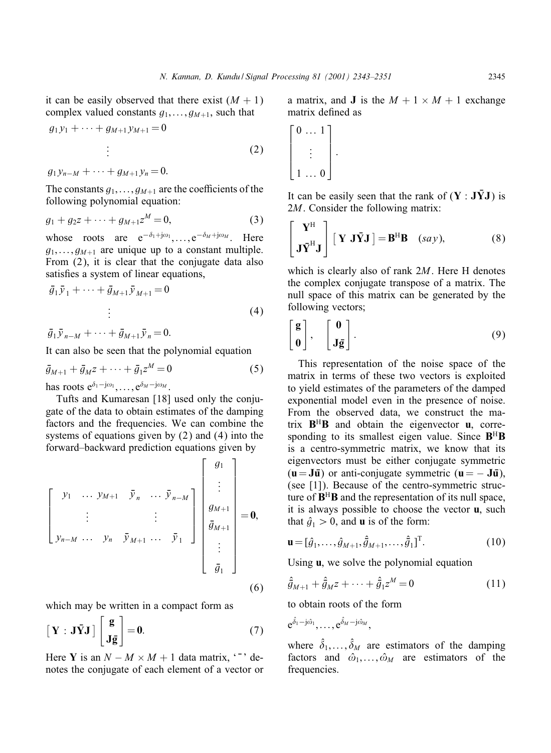it can be easily observed that there exist $(M+1)$ complex valued constants $g_1,\ldots,g_{M+1}$, such that

$$
\begin{aligned}
&g_1 y_1 + \cdots + g_{M+1} y_{M+1} = 0 \\
&\qquad\vdots \\
&g_1 y_{n-M} + \cdots + g_{M+1} y_n = 0.
\end{aligned} \tag{2}
$$

The constants $g_1,\ldots,g_{M+1}$ are the coefficients of the following polynomial equation:

$$
g_1 + g_2 z + \cdots + g_{M+1} z^M = 0, \tag{3}
$$

whose roots are $e^{-\delta_1 + j\omega_1},\ldots,e^{-\delta_M + j\omega_M}$. Here $g_1,\ldots,g_{M+1}$ are unique up to a constant multiple. From (2), it is clear that the conjugate data also satisfies a system of linear equations,

$$
\begin{aligned}
&\bar{g}_1 \bar{y}_1 + \cdots + \bar{g}_{M+1} \bar{y}_{M+1} = 0 \\
&\qquad\vdots \\
&\bar{g}_1 \bar{y}_{n-M} + \cdots + \bar{g}_{M+1} \bar{y}_n = 0.
\end{aligned} \tag{4}
$$

It can also be seen that the polynomial equation

$$
\bar{g}_{M+1} + \bar{g}_M z + \cdots + \bar{g}_1 z^M = 0 \tag{5}
$$

has roots $e^{\delta_1 - j\omega_1},\ldots,e^{\delta_M - j\omega_M}$.

Tufts and Kumaresan [18] used only the conjugate of the data to obtain estimates of the damping factors and the frequencies. We can combine the systems of equations given by (2) and (4) into the forward–backward prediction equations given by

$$
\begin{bmatrix}
y_1 & \ldots & y_{M+1} & \bar{y}_n & \ldots & \bar{y}_{n-M} \\
 & \vdots & & & \vdots & \\
y_{n-M} & \ldots & y_n & \bar{y}_{M+1} & \ldots & \bar{y}_1
\end{bmatrix}
\begin{bmatrix}
g_1 \\ \vdots \\ g_{M+1} \\ \bar{g}_{M+1} \\ \vdots \\ \bar{g}_1
\end{bmatrix}
= \mathbf{0}, \tag{6}
$$

which may be written in a compact form as

$$
\begin{bmatrix} \mathbf{Y} : \mathbf{J}\bar{\mathbf{Y}}\mathbf{J} \end{bmatrix}
\begin{bmatrix} \mathbf{g} \\ \mathbf{J}\bar{\mathbf{g}} \end{bmatrix} = \mathbf{0}. \tag{7}
$$

Here $\mathbf{Y}$ is an $N-M \times M+1$ data matrix, '¯' denotes the conjugate of each element of a vector or a matrix, and $\mathbf{J}$ is the $M+1 \times M+1$ exchange matrix defined as

$$
\begin{bmatrix}
0 & \ldots & 1 \\
 & \vdots & \\
1 & \ldots & 0
\end{bmatrix}.
$$

It can be easily seen that the rank of $(\mathbf{Y} : \mathbf{J}\bar{\mathbf{Y}}\mathbf{J})$ is $2M$. Consider the following matrix:

$$
\begin{bmatrix} \mathbf{Y}^{\mathrm{H}} \\ \mathbf{J}\bar{\mathbf{Y}}^{\mathrm{H}}\mathbf{J} \end{bmatrix}
\begin{bmatrix} \mathbf{Y} \; \mathbf{J}\bar{\mathbf{Y}}\mathbf{J} \end{bmatrix} = \mathbf{B}^{\mathrm{H}}\mathbf{B} \quad (say), \tag{8}
$$

which is clearly also of rank $2M$. Here H denotes the complex conjugate transpose of a matrix. The null space of this matrix can be generated by the following vectors;

$$
\begin{bmatrix} \mathbf{g} \\ \mathbf{0} \end{bmatrix}, \quad \begin{bmatrix} \mathbf{0} \\ \mathbf{J}\bar{\mathbf{g}} \end{bmatrix}. \tag{9}
$$

This representation of the noise space of the matrix in terms of these two vectors is exploited to yield estimates of the parameters of the damped exponential model even in the presence of noise. From the observed data, we construct the matrix $\mathbf{B}^{\mathrm{H}}\mathbf{B}$ and obtain the eigenvector $\mathbf{u}$, corresponding to its smallest eigen value. Since $\mathbf{B}^{\mathrm{H}}\mathbf{B}$ is a centro-symmetric matrix, we know that its eigenvectors must be either conjugate symmetric ($\mathbf{u} = \mathbf{J}\bar{\mathbf{u}}$) or anti-conjugate symmetric ($\mathbf{u} = -\mathbf{J}\bar{\mathbf{u}}$), (see [1]). Because of the centro-symmetric structure of $\mathbf{B}^{\mathrm{H}}\mathbf{B}$ and the representation of its null space, it is always possible to choose the vector $\mathbf{u}$, such that $\hat{g}_1 > 0$, and $\mathbf{u}$ is of the form:

$$
\mathbf{u} = [\hat{g}_1,\ldots,\hat{g}_{M+1},\hat{\bar{g}}_{M+1},\ldots,\hat{\bar{g}}_1]^{\mathrm{T}}. \tag{10}
$$

Using $\mathbf{u}$, we solve the polynomial equation

$$
\hat{\bar{g}}_{M+1} + \hat{\bar{g}}_M z + \cdots + \hat{\bar{g}}_1 z^M = 0 \tag{11}
$$

to obtain roots of the form

$$
e^{\hat{\delta}_1 - j\hat{\omega}_1},\ldots,e^{\hat{\delta}_M - j\hat{\omega}_M},
$$

where $\hat{\delta}_1,\ldots,\hat{\delta}_M$ are estimators of the damping factors and $\hat{\omega}_1,\ldots,\hat{\omega}_M$ are estimators of the frequencies.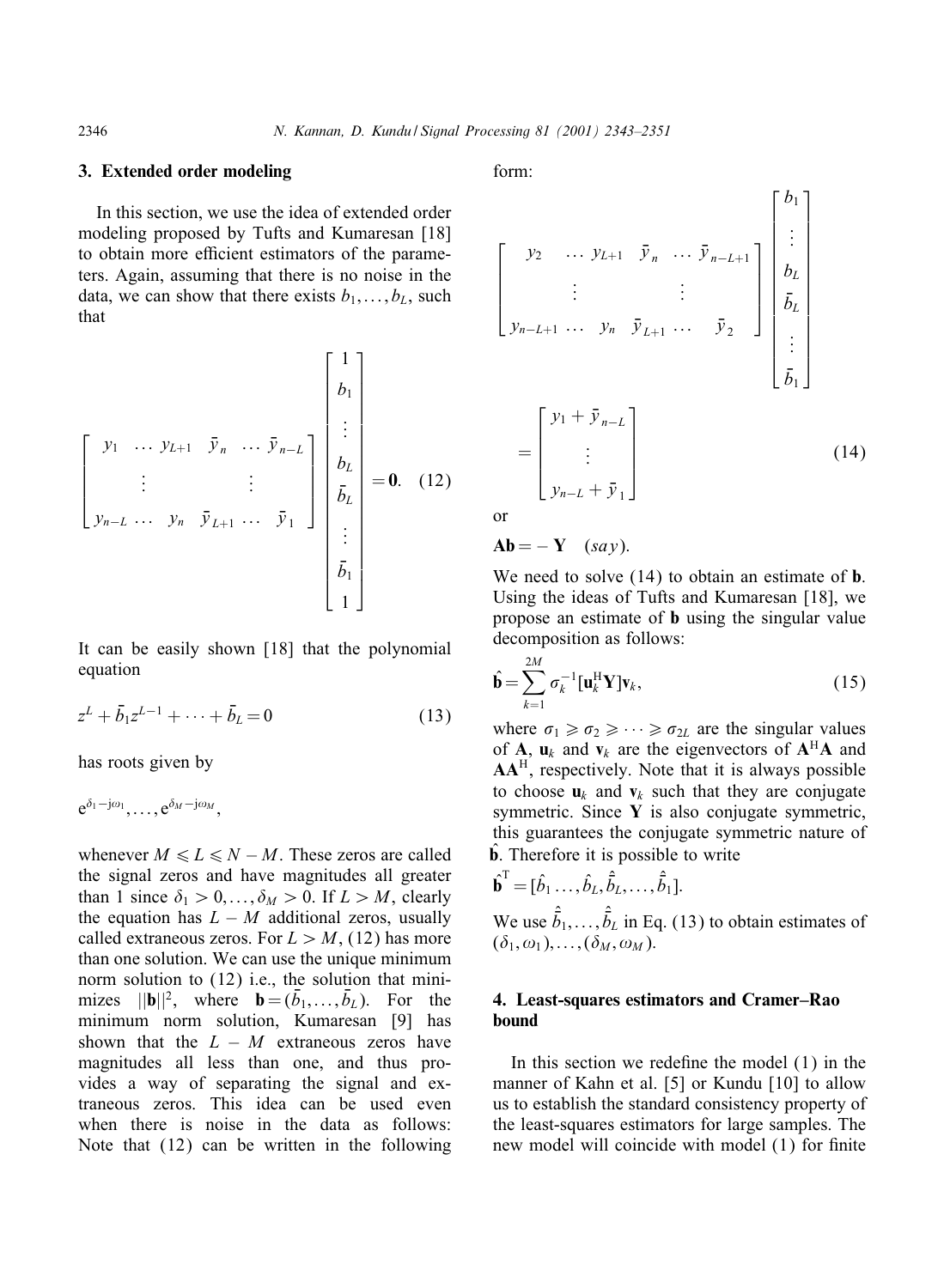## 3. Extended order modeling

In this section, we use the idea of extended order modeling proposed by Tufts and Kumaresan [18] to obtain more efficient estimators of the parameters. Again, assuming that there is no noise in the data, we can show that there exists $b_1, \ldots, b_L$, such that

$$
\begin{bmatrix} y_1 & \ldots & y_{L+1} & \bar{y}_n & \ldots & \bar{y}_{n-L} \\ \vdots & & & \vdots & & \\ y_{n-L} & \ldots & y_n & \bar{y}_{L+1} & \ldots & \bar{y}_1 \end{bmatrix} \begin{bmatrix} 1 \\ b_1 \\ \vdots \\ b_L \\ \bar{b}_L \\ \vdots \\ \bar{b}_1 \\ 1 \end{bmatrix} = \mathbf{0}. \quad (12)
$$

It can be easily shown [18] that the polynomial equation

$$
z^L + \bar{b}_1 z^{L-1} + \cdots + \bar{b}_L = 0 \quad (13)
$$

has roots given by

$$
e^{\delta_1 - j\omega_1}, \ldots, e^{\delta_M - j\omega_M},
$$

whenever $M \leqslant L \leqslant N - M$. These zeros are called the signal zeros and have magnitudes all greater than 1 since $\delta_1 > 0, \ldots, \delta_M > 0$. If $L > M$, clearly the equation has $L - M$ additional zeros, usually called extraneous zeros. For $L > M$, (12) has more than one solution. We can use the unique minimum norm solution to (12) i.e., the solution that minimizes $||\mathbf{b}||^2$, where $\mathbf{b} = (\bar{b}_1, \ldots, \bar{b}_L)$. For the minimum norm solution, Kumaresan [9] has shown that the $L - M$ extraneous zeros have magnitudes all less than one, and thus provides a way of separating the signal and extraneous zeros. This idea can be used even when there is noise in the data as follows: Note that (12) can be written in the following form:

$$
\begin{bmatrix} y_2 & \ldots & y_{L+1} & \bar{y}_n & \ldots & \bar{y}_{n-L+1} \\ \vdots & & & \vdots & & \\ y_{n-L+1} & \ldots & y_n & \bar{y}_{L+1} & \ldots & \bar{y}_2 \end{bmatrix} \begin{bmatrix} b_1 \\ \vdots \\ b_L \\ \bar{b}_L \\ \vdots \\ \bar{b}_1 \end{bmatrix} = \begin{bmatrix} y_1 + \bar{y}_{n-L} \\ \vdots \\ y_{n-L} + \bar{y}_1 \end{bmatrix} \quad (14)
$$

or

$$
\mathbf{A}\mathbf{b} = -\mathbf{Y} \quad (say).
$$

We need to solve (14) to obtain an estimate of $\mathbf{b}$. Using the ideas of Tufts and Kumaresan [18], we propose an estimate of $\mathbf{b}$ using the singular value decomposition as follows:

$$
\hat{\mathbf{b}} = \sum_{k=1}^{2M} \sigma_k^{-1} [\mathbf{u}_k^{\mathrm{H}} \mathbf{Y}] \mathbf{v}_k, \quad (15)
$$

where $\sigma_1 \geqslant \sigma_2 \geqslant \cdots \geqslant \sigma_{2L}$ are the singular values of $\mathbf{A}$, $\mathbf{u}_k$ and $\mathbf{v}_k$ are the eigenvectors of $\mathbf{A}^{\mathrm{H}}\mathbf{A}$ and $\mathbf{A}\mathbf{A}^{\mathrm{H}}$, respectively. Note that it is always possible to choose $\mathbf{u}_k$ and $\mathbf{v}_k$ such that they are conjugate symmetric. Since $\mathbf{Y}$ is also conjugate symmetric, this guarantees the conjugate symmetric nature of $\hat{\mathbf{b}}$. Therefore it is possible to write

$$
\hat{\mathbf{b}}^{\mathrm{T}} = [\hat{b}_1 \ldots, \hat{b}_L, \hat{\bar{b}}_L, \ldots, \hat{\bar{b}}_1].
$$

We use $\hat{\bar{b}}_1, \ldots, \hat{\bar{b}}_L$ in Eq. (13) to obtain estimates of $(\delta_1, \omega_1), \ldots, (\delta_M, \omega_M)$.

## 4. Least-squares estimators and Cramer–Rao bound

In this section we redefine the model (1) in the manner of Kahn et al. [5] or Kundu [10] to allow us to establish the standard consistency property of the least-squares estimators for large samples. The new model will coincide with model (1) for finite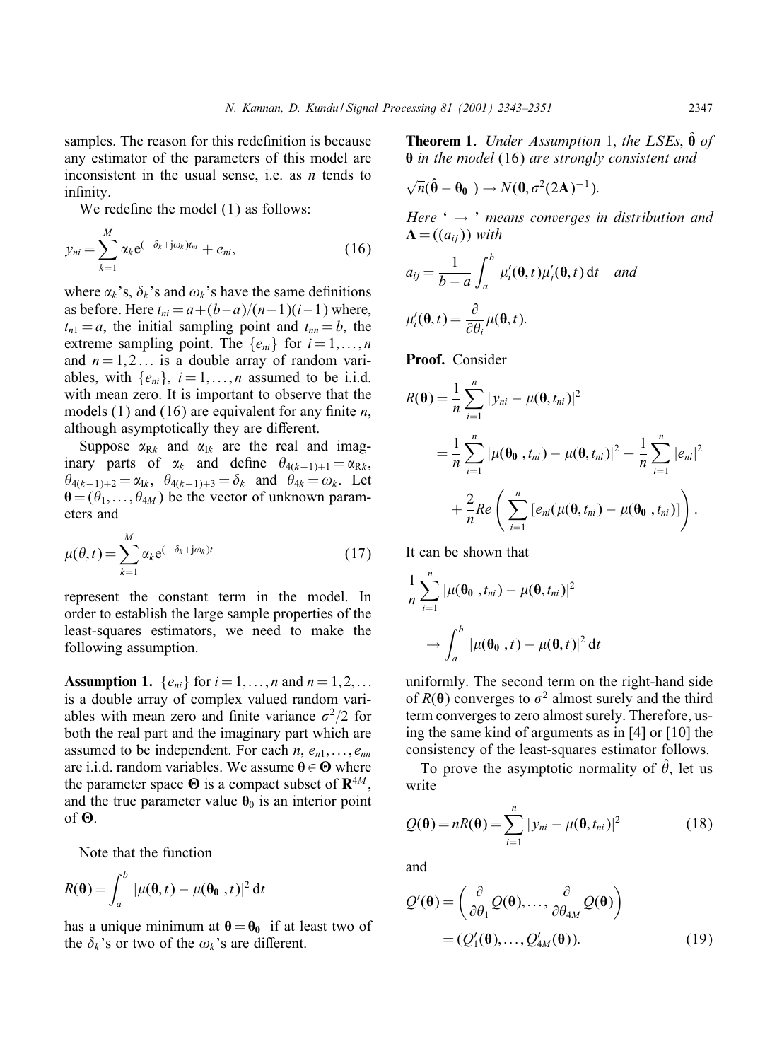samples. The reason for this redefinition is because any estimator of the parameters of this model are inconsistent in the usual sense, i.e. as $n$ tends to infinity.

We redefine the model (1) as follows:

$$y_{ni} = \sum_{k=1}^{M} \alpha_k e^{(-\delta_k + j\omega_k)t_{ni}} + e_{ni}, \tag{16}$$

where $\alpha_k$'s, $\delta_k$'s and $\omega_k$'s have the same definitions as before. Here $t_{ni} = a + (b-a)/(n-1)(i-1)$ where, $t_{n1} = a$, the initial sampling point and $t_{nn} = b$, the extreme sampling point. The $\{e_{ni}\}$ for $i = 1, \ldots, n$ and $n = 1, 2 \ldots$ is a double array of random variables, with $\{e_{ni}\}$, $i = 1, \ldots, n$ assumed to be i.i.d. with mean zero. It is important to observe that the models (1) and (16) are equivalent for any finite $n$, although asymptotically they are different.

Suppose $\alpha_{Rk}$ and $\alpha_{Ik}$ are the real and imaginary parts of $\alpha_k$ and define $\theta_{4(k-1)+1} = \alpha_{Rk}$, $\theta_{4(k-1)+2} = \alpha_{Ik}$, $\theta_{4(k-1)+3} = \delta_k$ and $\theta_{4k} = \omega_k$. Let $\boldsymbol{\theta} = (\theta_1, \ldots, \theta_{4M})$ be the vector of unknown parameters and

$$\mu(\theta, t) = \sum_{k=1}^{M} \alpha_k e^{(-\delta_k + j\omega_k)t} \tag{17}$$

represent the constant term in the model. In order to establish the large sample properties of the least-squares estimators, we need to make the following assumption.

**Assumption 1.** $\{e_{ni}\}$ for $i = 1, \ldots, n$ and $n = 1, 2, \ldots$ is a double array of complex valued random variables with mean zero and finite variance $\sigma^2/2$ for both the real part and the imaginary part which are assumed to be independent. For each $n$, $e_{n1}, \ldots, e_{nn}$ are i.i.d. random variables. We assume $\boldsymbol{\theta} \in \boldsymbol{\Theta}$ where the parameter space $\boldsymbol{\Theta}$ is a compact subset of $\mathbf{R}^{4M}$, and the true parameter value $\boldsymbol{\theta}_0$ is an interior point of $\boldsymbol{\Theta}$.

Note that the function

$$R(\boldsymbol{\theta}) = \int_a^b |\mu(\boldsymbol{\theta}, t) - \mu(\boldsymbol{\theta_0}, t)|^2 \, dt$$

has a unique minimum at $\boldsymbol{\theta} = \boldsymbol{\theta_0}$ if at least two of the $\delta_k$'s or two of the $\omega_k$'s are different.

**Theorem 1.** *Under Assumption* 1, *the LSEs*, $\hat{\boldsymbol{\theta}}$ *of* $\boldsymbol{\theta}$ *in the model* (16) *are strongly consistent and*

$$\sqrt{n}(\hat{\boldsymbol{\theta}} - \boldsymbol{\theta_0}) \to N(\mathbf{0}, \sigma^2(2\mathbf{A})^{-1}).$$

*Here '* $\to$ *' means converges in distribution and* $\mathbf{A} = ((a_{ij}))$ *with*

$$a_{ij} = \frac{1}{b-a} \int_a^b \mu_i'(\boldsymbol{\theta}, t)\mu_j'(\boldsymbol{\theta}, t) \, dt \quad \textit{and}$$

$$\mu_i'(\boldsymbol{\theta}, t) = \frac{\partial}{\partial \theta_i} \mu(\boldsymbol{\theta}, t).$$

**Proof.** Consider

$$\begin{aligned} R(\boldsymbol{\theta}) &= \frac{1}{n} \sum_{i=1}^{n} |y_{ni} - \mu(\boldsymbol{\theta}, t_{ni})|^2 \\ &= \frac{1}{n} \sum_{i=1}^{n} |\mu(\boldsymbol{\theta_0}, t_{ni}) - \mu(\boldsymbol{\theta}, t_{ni})|^2 + \frac{1}{n} \sum_{i=1}^{n} |e_{ni}|^2 \\ &\quad + \frac{2}{n} Re \left( \sum_{i=1}^{n} [e_{ni}(\mu(\boldsymbol{\theta}, t_{ni}) - \mu(\boldsymbol{\theta_0}, t_{ni})] \right). \end{aligned}$$

It can be shown that

$$\frac{1}{n} \sum_{i=1}^{n} |\mu(\boldsymbol{\theta_0}, t_{ni}) - \mu(\boldsymbol{\theta}, t_{ni})|^2 \to \int_a^b |\mu(\boldsymbol{\theta_0}, t) - \mu(\boldsymbol{\theta}, t)|^2 \, dt$$

uniformly. The second term on the right-hand side of $R(\boldsymbol{\theta})$ converges to $\sigma^2$ almost surely and the third term converges to zero almost surely. Therefore, using the same kind of arguments as in [4] or [10] the consistency of the least-squares estimator follows.

To prove the asymptotic normality of $\hat{\theta}$, let us write

$$Q(\boldsymbol{\theta}) = nR(\boldsymbol{\theta}) = \sum_{i=1}^{n} |y_{ni} - \mu(\boldsymbol{\theta}, t_{ni})|^2 \tag{18}$$

and

$$\begin{aligned} Q'(\boldsymbol{\theta}) &= \left( \frac{\partial}{\partial \theta_1} Q(\boldsymbol{\theta}), \ldots, \frac{\partial}{\partial \theta_{4M}} Q(\boldsymbol{\theta}) \right) \\ &= (Q_1'(\boldsymbol{\theta}), \ldots, Q_{4M}'(\boldsymbol{\theta})). \end{aligned} \tag{19}$$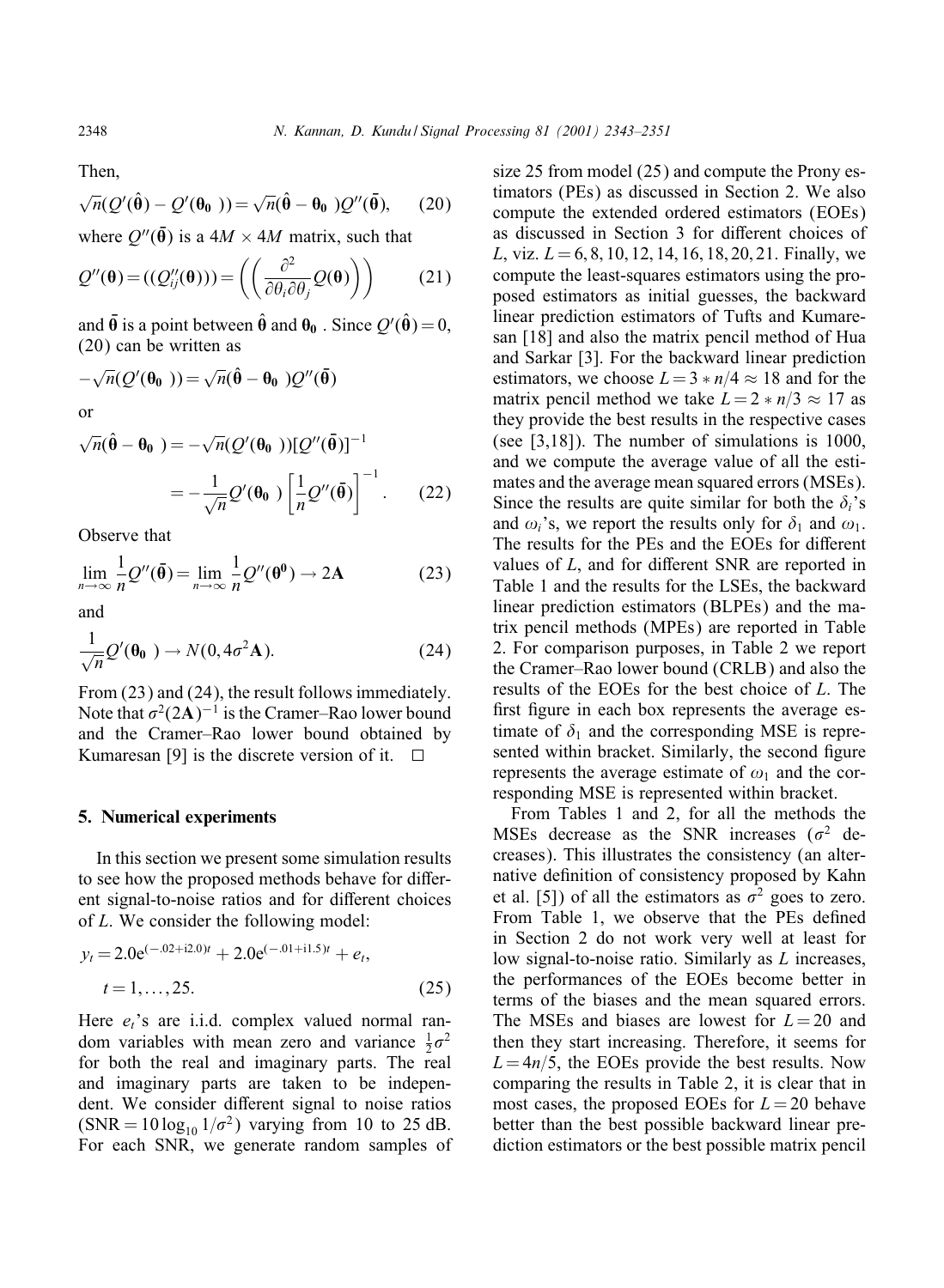Then,

$$\sqrt{n}(Q'(\hat{\boldsymbol{\theta}}) - Q'(\boldsymbol{\theta_0})) = \sqrt{n}(\hat{\boldsymbol{\theta}} - \boldsymbol{\theta_0})Q''(\bar{\boldsymbol{\theta}}), \tag{20}$$

where $Q''(\bar{\boldsymbol{\theta}})$ is a $4M \times 4M$ matrix, such that

$$Q''(\boldsymbol{\theta}) = ((Q''_{ij}(\boldsymbol{\theta}))) = \left( \left( \frac{\partial^2}{\partial\theta_i \partial\theta_j} Q(\boldsymbol{\theta}) \right) \right) \tag{21}$$

and $\bar{\boldsymbol{\theta}}$ is a point between $\hat{\boldsymbol{\theta}}$ and $\boldsymbol{\theta_0}$. Since $Q'(\hat{\boldsymbol{\theta}}) = 0$, (20) can be written as

$$-\sqrt{n}(Q'(\boldsymbol{\theta_0})) = \sqrt{n}(\hat{\boldsymbol{\theta}} - \boldsymbol{\theta_0})Q''(\bar{\boldsymbol{\theta}})$$

or

$$\sqrt{n}(\hat{\boldsymbol{\theta}} - \boldsymbol{\theta_0}) = -\sqrt{n}(Q'(\boldsymbol{\theta_0}))[Q''(\bar{\boldsymbol{\theta}})]^{-1} = -\frac{1}{\sqrt{n}} Q'(\boldsymbol{\theta_0}) \left[ \frac{1}{n} Q''(\bar{\boldsymbol{\theta}}) \right]^{-1}. \tag{22}$$

Observe that

$$\lim_{n\to\infty} \frac{1}{n} Q''(\bar{\boldsymbol{\theta}}) = \lim_{n\to\infty} \frac{1}{n} Q''(\boldsymbol{\theta}^{\mathbf{0}}) \to 2\mathbf{A} \tag{23}$$

and

$$\frac{1}{\sqrt{n}} Q'(\boldsymbol{\theta_0}) \to N(0, 4\sigma^2 \mathbf{A}). \tag{24}$$

From (23) and (24), the result follows immediately. Note that $\sigma^2(2\mathbf{A})^{-1}$ is the Cramer–Rao lower bound and the Cramer–Rao lower bound obtained by Kumaresan [9] is the discrete version of it. □

## 5. Numerical experiments

In this section we present some simulation results to see how the proposed methods behave for different signal-to-noise ratios and for different choices of $L$. We consider the following model:

$$y_t = 2.0\mathrm{e}^{(-.02+\mathrm{i}2.0)t} + 2.0\mathrm{e}^{(-.01+\mathrm{i}1.5)t} + e_t, \quad t = 1, \ldots, 25. \tag{25}$$

Here $e_t$'s are i.i.d. complex valued normal random variables with mean zero and variance $\frac{1}{2}\sigma^2$ for both the real and imaginary parts. The real and imaginary parts are taken to be independent. We consider different signal to noise ratios ($\mathrm{SNR} = 10\log_{10} 1/\sigma^2$) varying from 10 to 25 dB. For each SNR, we generate random samples of size 25 from model (25) and compute the Prony estimators (PEs) as discussed in Section 2. We also compute the extended ordered estimators (EOEs) as discussed in Section 3 for different choices of $L$, viz. $L = 6, 8, 10, 12, 14, 16, 18, 20, 21$. Finally, we compute the least-squares estimators using the proposed estimators as initial guesses, the backward linear prediction estimators of Tufts and Kumaresan [18] and also the matrix pencil method of Hua and Sarkar [3]. For the backward linear prediction estimators, we choose $L = 3 * n/4 \approx 18$ and for the matrix pencil method we take $L = 2 * n/3 \approx 17$ as they provide the best results in the respective cases (see [3,18]). The number of simulations is 1000, and we compute the average value of all the estimates and the average mean squared errors (MSEs). Since the results are quite similar for both the $\delta_i$'s and $\omega_i$'s, we report the results only for $\delta_1$ and $\omega_1$. The results for the PEs and the EOEs for different values of $L$, and for different SNR are reported in Table 1 and the results for the LSEs, the backward linear prediction estimators (BLPEs) and the matrix pencil methods (MPEs) are reported in Table 2. For comparison purposes, in Table 2 we report the Cramer–Rao lower bound (CRLB) and also the results of the EOEs for the best choice of $L$. The first figure in each box represents the average estimate of $\delta_1$ and the corresponding MSE is represented within bracket. Similarly, the second figure represents the average estimate of $\omega_1$ and the corresponding MSE is represented within bracket.

From Tables 1 and 2, for all the methods the MSEs decrease as the SNR increases ($\sigma^2$ decreases). This illustrates the consistency (an alternative definition of consistency proposed by Kahn et al. [5]) of all the estimators as $\sigma^2$ goes to zero. From Table 1, we observe that the PEs defined in Section 2 do not work very well at least for low signal-to-noise ratio. Similarly as $L$ increases, the performances of the EOEs become better in terms of the biases and the mean squared errors. The MSEs and biases are lowest for $L = 20$ and then they start increasing. Therefore, it seems for $L = 4n/5$, the EOEs provide the best results. Now comparing the results in Table 2, it is clear that in most cases, the proposed EOEs for $L = 20$ behave better than the best possible backward linear prediction estimators or the best possible matrix pencil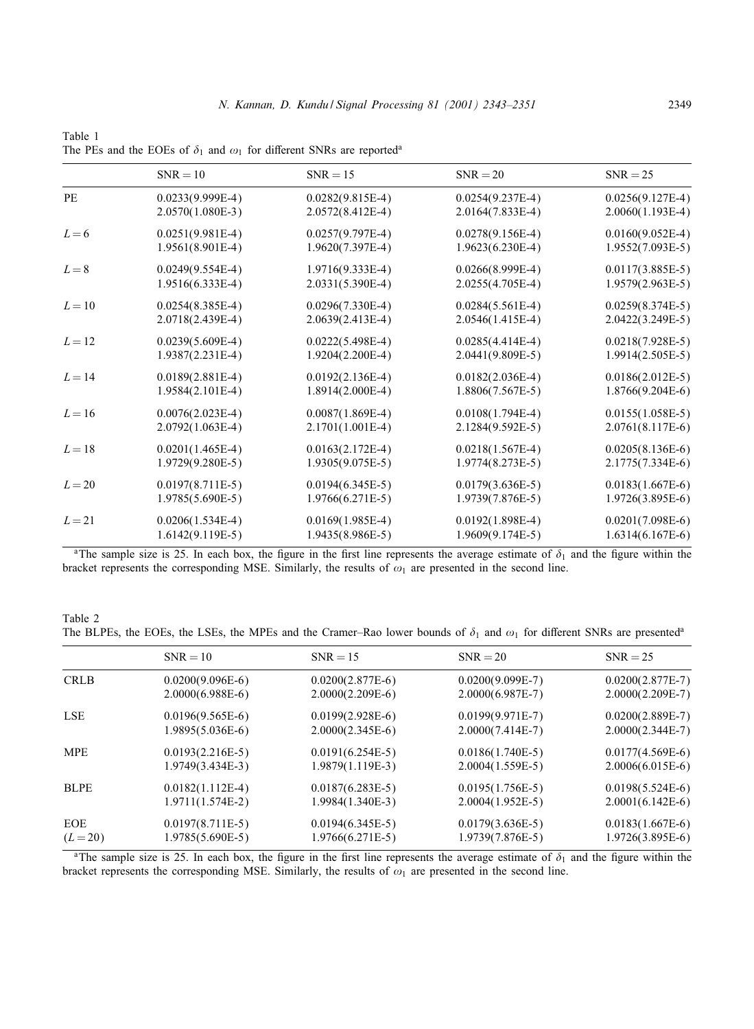Table 1
The PEs and the EOEs of $\delta_1$ and $\omega_1$ for different SNRs are reported[a]

| | SNR = 10 | SNR = 15 | SNR = 20 | SNR = 25 |
|---|---|---|---|---|
| PE | 0.0233(9.999E-4) | 0.0282(9.815E-4) | 0.0254(9.237E-4) | 0.0256(9.127E-4) |
| | 2.0570(1.080E-3) | 2.0572(8.412E-4) | 2.0164(7.833E-4) | 2.0060(1.193E-4) |
| $L = 6$ | 0.0251(9.981E-4) | 0.0257(9.797E-4) | 0.0278(9.156E-4) | 0.0160(9.052E-4) |
| | 1.9561(8.901E-4) | 1.9620(7.397E-4) | 1.9623(6.230E-4) | 1.9552(7.093E-5) |
| $L = 8$ | 0.0249(9.554E-4) | 1.9716(9.333E-4) | 0.0266(8.999E-4) | 0.0117(3.885E-5) |
| | 1.9516(6.333E-4) | 2.0331(5.390E-4) | 2.0255(4.705E-4) | 1.9579(2.963E-5) |
| $L = 10$ | 0.0254(8.385E-4) | 0.0296(7.330E-4) | 0.0284(5.561E-4) | 0.0259(8.374E-5) |
| | 2.0718(2.439E-4) | 2.0639(2.413E-4) | 2.0546(1.415E-4) | 2.0422(3.249E-5) |
| $L = 12$ | 0.0239(5.609E-4) | 0.0222(5.498E-4) | 0.0285(4.414E-4) | 0.0218(7.928E-5) |
| | 1.9387(2.231E-4) | 1.9204(2.200E-4) | 2.0441(9.809E-5) | 1.9914(2.505E-5) |
| $L = 14$ | 0.0189(2.881E-4) | 0.0192(2.136E-4) | 0.0182(2.036E-4) | 0.0186(2.012E-5) |
| | 1.9584(2.101E-4) | 1.8914(2.000E-4) | 1.8806(7.567E-5) | 1.8766(9.204E-6) |
| $L = 16$ | 0.0076(2.023E-4) | 0.0087(1.869E-4) | 0.0108(1.794E-4) | 0.0155(1.058E-5) |
| | 2.0792(1.063E-4) | 2.1701(1.001E-4) | 2.1284(9.592E-5) | 2.0761(8.117E-6) |
| $L = 18$ | 0.0201(1.465E-4) | 0.0163(2.172E-4) | 0.0218(1.567E-4) | 0.0205(8.136E-6) |
| | 1.9729(9.280E-5) | 1.9305(9.075E-5) | 1.9774(8.273E-5) | 2.1775(7.334E-6) |
| $L = 20$ | 0.0197(8.711E-5) | 0.0194(6.345E-5) | 0.0179(3.636E-5) | 0.0183(1.667E-6) |
| | 1.9785(5.690E-5) | 1.9766(6.271E-5) | 1.9739(7.876E-5) | 1.9726(3.895E-6) |
| $L = 21$ | 0.0206(1.534E-4) | 0.0169(1.985E-4) | 0.0192(1.898E-4) | 0.0201(7.098E-6) |
| | 1.6142(9.119E-5) | 1.9435(8.986E-5) | 1.9609(9.174E-5) | 1.6314(6.167E-6) |

[a]The sample size is 25. In each box, the figure in the first line represents the average estimate of $\delta_1$ and the figure within the bracket represents the corresponding MSE. Similarly, the results of $\omega_1$ are presented in the second line.

Table 2
The BLPEs, the EOEs, the LSEs, the MPEs and the Cramer–Rao lower bounds of $\delta_1$ and $\omega_1$ for different SNRs are presented[a]

| | SNR = 10 | SNR = 15 | SNR = 20 | SNR = 25 |
|---|---|---|---|---|
| CRLB | 0.0200(9.096E-6) | 0.0200(2.877E-6) | 0.0200(9.099E-7) | 0.0200(2.877E-7) |
| | 2.0000(6.988E-6) | 2.0000(2.209E-6) | 2.0000(6.987E-7) | 2.0000(2.209E-7) |
| LSE | 0.0196(9.565E-6) | 0.0199(2.928E-6) | 0.0199(9.971E-7) | 0.0200(2.889E-7) |
| | 1.9895(5.036E-6) | 2.0000(2.345E-6) | 2.0000(7.414E-7) | 2.0000(2.344E-7) |
| MPE | 0.0193(2.216E-5) | 0.0191(6.254E-5) | 0.0186(1.740E-5) | 0.0177(4.569E-6) |
| | 1.9749(3.434E-3) | 1.9879(1.119E-3) | 2.0004(1.559E-5) | 2.0006(6.015E-6) |
| BLPE | 0.0182(1.112E-4) | 0.0187(6.283E-5) | 0.0195(1.756E-5) | 0.0198(5.524E-6) |
| | 1.9711(1.574E-2) | 1.9984(1.340E-3) | 2.0004(1.952E-5) | 2.0001(6.142E-6) |
| EOE | 0.0197(8.711E-5) | 0.0194(6.345E-5) | 0.0179(3.636E-5) | 0.0183(1.667E-6) |
| $(L = 20)$ | 1.9785(5.690E-5) | 1.9766(6.271E-5) | 1.9739(7.876E-5) | 1.9726(3.895E-6) |

[a]The sample size is 25. In each box, the figure in the first line represents the average estimate of $\delta_1$ and the figure within the bracket represents the corresponding MSE. Similarly, the results of $\omega_1$ are presented in the second line.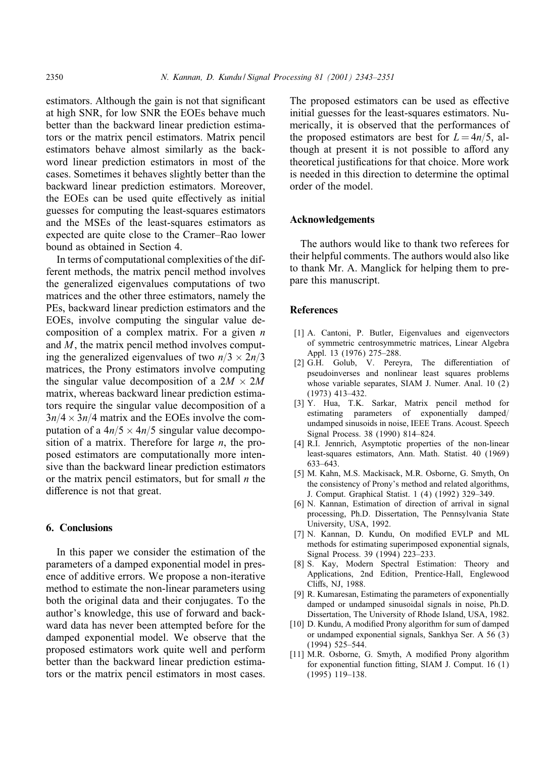estimators. Although the gain is not that significant at high SNR, for low SNR the EOEs behave much better than the backward linear prediction estimators or the matrix pencil estimators. Matrix pencil estimators behave almost similarly as the backword linear prediction estimators in most of the cases. Sometimes it behaves slightly better than the backward linear prediction estimators. Moreover, the EOEs can be used quite effectively as initial guesses for computing the least-squares estimators and the MSEs of the least-squares estimators as expected are quite close to the Cramer–Rao lower bound as obtained in Section 4.

In terms of computational complexities of the different methods, the matrix pencil method involves the generalized eigenvalues computations of two matrices and the other three estimators, namely the PEs, backward linear prediction estimators and the EOEs, involve computing the singular value decomposition of a complex matrix. For a given $n$ and $M$, the matrix pencil method involves computing the generalized eigenvalues of two $n/3 \times 2n/3$ matrices, the Prony estimators involve computing the singular value decomposition of a $2M \times 2M$ matrix, whereas backward linear prediction estimators require the singular value decomposition of a $3n/4 \times 3n/4$ matrix and the EOEs involve the computation of a $4n/5 \times 4n/5$ singular value decomposition of a matrix. Therefore for large $n$, the proposed estimators are computationally more intensive than the backward linear prediction estimators or the matrix pencil estimators, but for small $n$ the difference is not that great.

## 6. Conclusions

In this paper we consider the estimation of the parameters of a damped exponential model in presence of additive errors. We propose a non-iterative method to estimate the non-linear parameters using both the original data and their conjugates. To the author's knowledge, this use of forward and backward data has never been attempted before for the damped exponential model. We observe that the proposed estimators work quite well and perform better than the backward linear prediction estimators or the matrix pencil estimators in most cases. The proposed estimators can be used as effective initial guesses for the least-squares estimators. Numerically, it is observed that the performances of the proposed estimators are best for $L = 4n/5$, although at present it is not possible to afford any theoretical justifications for that choice. More work is needed in this direction to determine the optimal order of the model.

## Acknowledgements

The authors would like to thank two referees for their helpful comments. The authors would also like to thank Mr. A. Manglick for helping them to prepare this manuscript.

## References

[1] A. Cantoni, P. Butler, Eigenvalues and eigenvectors of symmetric centrosymmetric matrices, Linear Algebra Appl. 13 (1976) 275–288.

[2] G.H. Golub, V. Pereyra, The differentiation of pseudoinverses and nonlinear least squares problems whose variable separates, SIAM J. Numer. Anal. 10 (2) (1973) 413–432.

[3] Y. Hua, T.K. Sarkar, Matrix pencil method for estimating parameters of exponentially damped/undamped sinusoids in noise, IEEE Trans. Acoust. Speech Signal Process. 38 (1990) 814–824.

[4] R.I. Jennrich, Asymptotic properties of the non-linear least-squares estimators, Ann. Math. Statist. 40 (1969) 633–643.

[5] M. Kahn, M.S. Mackisack, M.R. Osborne, G. Smyth, On the consistency of Prony's method and related algorithms, J. Comput. Graphical Statist. 1 (4) (1992) 329–349.

[6] N. Kannan, Estimation of direction of arrival in signal processing, Ph.D. Dissertation, The Pennsylvania State University, USA, 1992.

[7] N. Kannan, D. Kundu, On modified EVLP and ML methods for estimating superimposed exponential signals, Signal Process. 39 (1994) 223–233.

[8] S. Kay, Modern Spectral Estimation: Theory and Applications, 2nd Edition, Prentice-Hall, Englewood Cliffs, NJ, 1988.

[9] R. Kumaresan, Estimating the parameters of exponentially damped or undamped sinusoidal signals in noise, Ph.D. Dissertation, The University of Rhode Island, USA, 1982.

[10] D. Kundu, A modified Prony algorithm for sum of damped or undamped exponential signals, Sankhya Ser. A 56 (3) (1994) 525–544.

[11] M.R. Osborne, G. Smyth, A modified Prony algorithm for exponential function fitting, SIAM J. Comput. 16 (1) (1995) 119–138.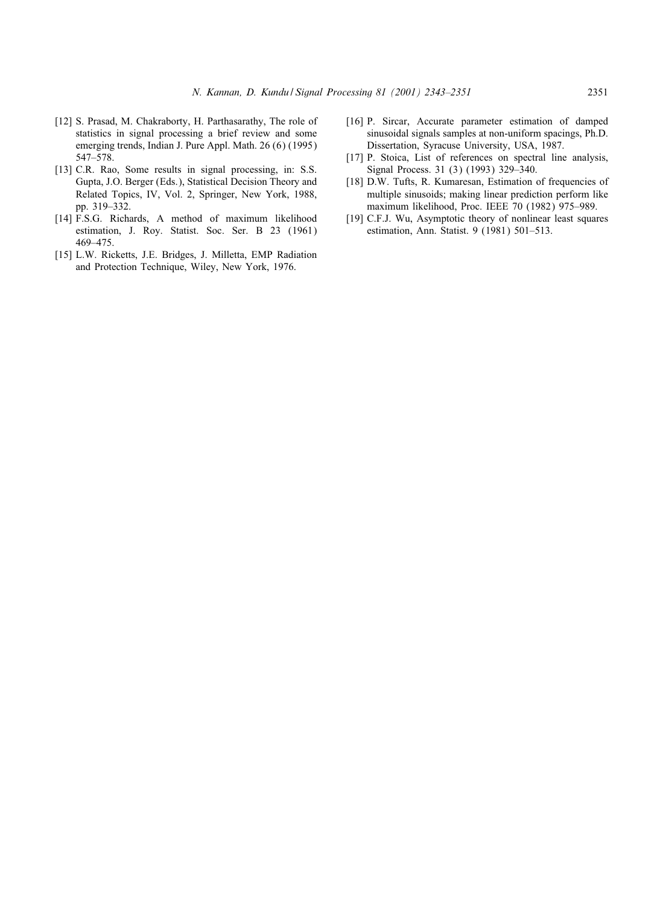[12] S. Prasad, M. Chakraborty, H. Parthasarathy, The role of statistics in signal processing a brief review and some emerging trends, Indian J. Pure Appl. Math. 26 (6) (1995) 547–578.

[13] C.R. Rao, Some results in signal processing, in: S.S. Gupta, J.O. Berger (Eds.), Statistical Decision Theory and Related Topics, IV, Vol. 2, Springer, New York, 1988, pp. 319–332.

[14] F.S.G. Richards, A method of maximum likelihood estimation, J. Roy. Statist. Soc. Ser. B 23 (1961) 469–475.

[15] L.W. Ricketts, J.E. Bridges, J. Milletta, EMP Radiation and Protection Technique, Wiley, New York, 1976.

[16] P. Sircar, Accurate parameter estimation of damped sinusoidal signals samples at non-uniform spacings, Ph.D. Dissertation, Syracuse University, USA, 1987.

[17] P. Stoica, List of references on spectral line analysis, Signal Process. 31 (3) (1993) 329–340.

[18] D.W. Tufts, R. Kumaresan, Estimation of frequencies of multiple sinusoids; making linear prediction perform like maximum likelihood, Proc. IEEE 70 (1982) 975–989.

[19] C.F.J. Wu, Asymptotic theory of nonlinear least squares estimation, Ann. Statist. 9 (1981) 501–513.